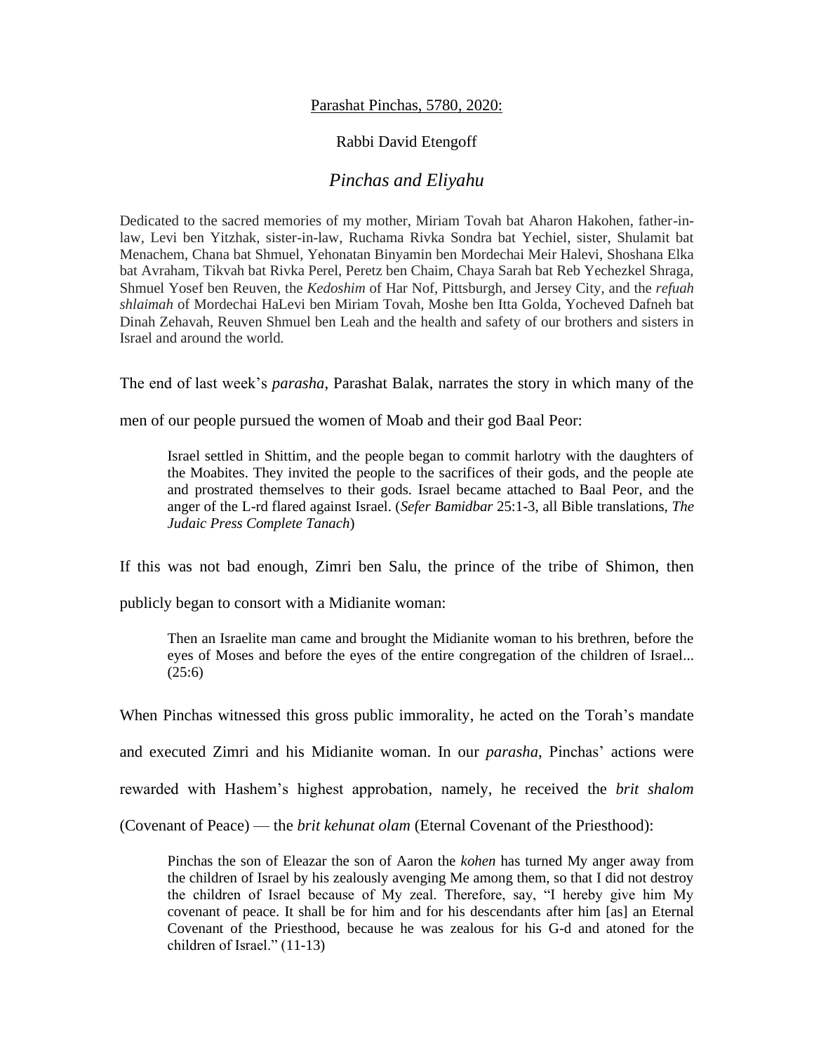Parashat Pinchas, 5780, 2020:

Rabbi David Etengoff

# *Pinchas and Eliyahu*

Dedicated to the sacred memories of my mother, Miriam Tovah bat Aharon Hakohen, father-in-law, Levi ben Yitzhak, sister-in-law, Ruchama Rivka Sondra bat Yechiel, sister, Shulamit bat Menachem, Chana bat Shmuel, Yehonatan Binyamin ben Mordechai Meir Halevi, Shoshana Elka bat Avraham, Tikvah bat Rivka Perel, Peretz ben Chaim, Chaya Sarah bat Reb Yechezkel Shraga, Shmuel Yosef ben Reuven, the *Kedoshim* of Har Nof, Pittsburgh, and Jersey City, and the *refuah shlaimah* of Mordechai HaLevi ben Miriam Tovah, Moshe ben Itta Golda, Yocheved Dafneh bat Dinah Zehavah, Reuven Shmuel ben Leah and the health and safety of our brothers and sisters in Israel and around the world.

The end of last week's *parasha*, Parashat Balak, narrates the story in which many of the men of our people pursued the women of Moab and their god Baal Peor:

> Israel settled in Shittim, and the people began to commit harlotry with the daughters of the Moabites. They invited the people to the sacrifices of their gods, and the people ate and prostrated themselves to their gods. Israel became attached to Baal Peor, and the anger of the L-rd flared against Israel. (*Sefer Bamidbar* 25:1-3, all Bible translations, *The Judaic Press Complete Tanach*)

If this was not bad enough, Zimri ben Salu, the prince of the tribe of Shimon, then publicly began to consort with a Midianite woman:

> Then an Israelite man came and brought the Midianite woman to his brethren, before the eyes of Moses and before the eyes of the entire congregation of the children of Israel... (25:6)

When Pinchas witnessed this gross public immorality, he acted on the Torah's mandate and executed Zimri and his Midianite woman. In our *parasha*, Pinchas' actions were rewarded with Hashem's highest approbation, namely, he received the *brit shalom* (Covenant of Peace) — the *brit kehunat olam* (Eternal Covenant of the Priesthood):

> Pinchas the son of Eleazar the son of Aaron the *kohen* has turned My anger away from the children of Israel by his zealously avenging Me among them, so that I did not destroy the children of Israel because of My zeal. Therefore, say, "I hereby give him My covenant of peace. It shall be for him and for his descendants after him [as] an Eternal Covenant of the Priesthood, because he was zealous for his G-d and atoned for the children of Israel." (11-13)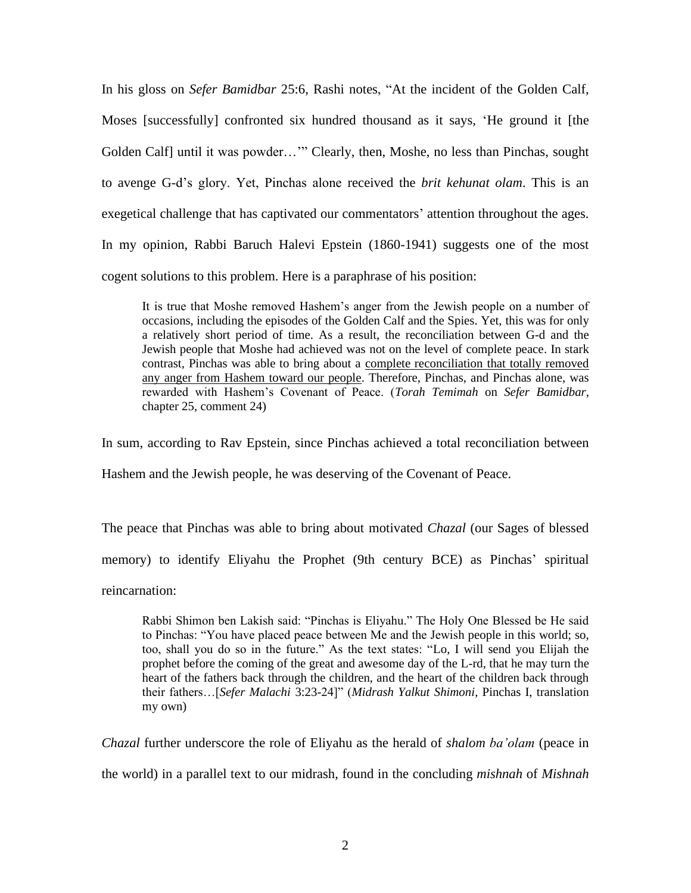In his gloss on *Sefer Bamidbar* 25:6, Rashi notes, "At the incident of the Golden Calf, Moses [successfully] confronted six hundred thousand as it says, 'He ground it [the Golden Calf] until it was powder…'" Clearly, then, Moshe, no less than Pinchas, sought to avenge G-d's glory. Yet, Pinchas alone received the *brit kehunat olam*. This is an exegetical challenge that has captivated our commentators' attention throughout the ages. In my opinion, Rabbi Baruch Halevi Epstein (1860-1941) suggests one of the most cogent solutions to this problem. Here is a paraphrase of his position:

> It is true that Moshe removed Hashem's anger from the Jewish people on a number of occasions, including the episodes of the Golden Calf and the Spies. Yet, this was for only a relatively short period of time. As a result, the reconciliation between G-d and the Jewish people that Moshe had achieved was not on the level of complete peace. In stark contrast, Pinchas was able to bring about a <u>complete reconciliation that totally removed any anger from Hashem toward our people</u>. Therefore, Pinchas, and Pinchas alone, was rewarded with Hashem's Covenant of Peace. (*Torah Temimah* on *Sefer Bamidbar*, chapter 25, comment 24)

In sum, according to Rav Epstein, since Pinchas achieved a total reconciliation between Hashem and the Jewish people, he was deserving of the Covenant of Peace.

The peace that Pinchas was able to bring about motivated *Chazal* (our Sages of blessed memory) to identify Eliyahu the Prophet (9th century BCE) as Pinchas' spiritual reincarnation:

> Rabbi Shimon ben Lakish said: "Pinchas is Eliyahu." The Holy One Blessed be He said to Pinchas: "You have placed peace between Me and the Jewish people in this world; so, too, shall you do so in the future." As the text states: "Lo, I will send you Elijah the prophet before the coming of the great and awesome day of the L-rd, that he may turn the heart of the fathers back through the children, and the heart of the children back through their fathers…[*Sefer Malachi* 3:23-24]" (*Midrash Yalkut Shimoni*, Pinchas I, translation my own)

*Chazal* further underscore the role of Eliyahu as the herald of *shalom ba'olam* (peace in the world) in a parallel text to our midrash, found in the concluding *mishnah* of *Mishnah*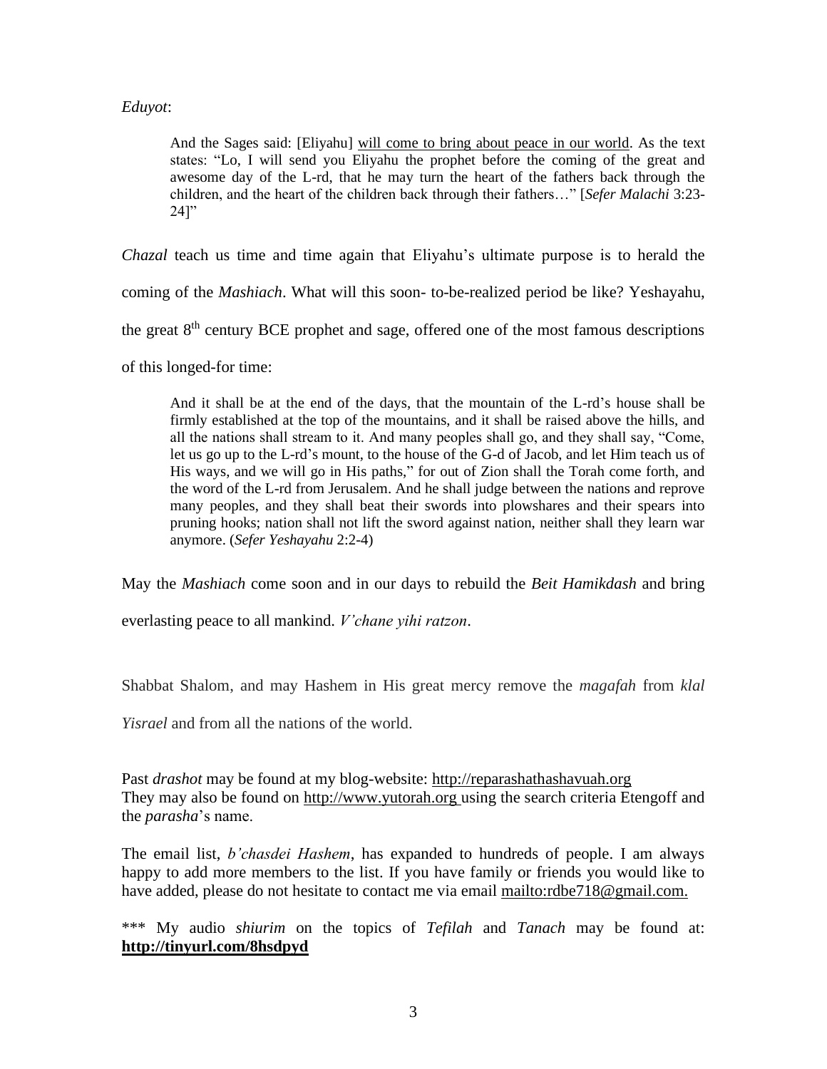*Eduyot*:

> And the Sages said: [Eliyahu] will come to bring about peace in our world. As the text states: "Lo, I will send you Eliyahu the prophet before the coming of the great and awesome day of the L-rd, that he may turn the heart of the fathers back through the children, and the heart of the children back through their fathers…" [*Sefer Malachi* 3:23-24]"

*Chazal* teach us time and time again that Eliyahu's ultimate purpose is to herald the coming of the *Mashiach*. What will this soon- to-be-realized period be like? Yeshayahu, the great 8th century BCE prophet and sage, offered one of the most famous descriptions of this longed-for time:

> And it shall be at the end of the days, that the mountain of the L-rd's house shall be firmly established at the top of the mountains, and it shall be raised above the hills, and all the nations shall stream to it. And many peoples shall go, and they shall say, "Come, let us go up to the L-rd's mount, to the house of the G-d of Jacob, and let Him teach us of His ways, and we will go in His paths," for out of Zion shall the Torah come forth, and the word of the L-rd from Jerusalem. And he shall judge between the nations and reprove many peoples, and they shall beat their swords into plowshares and their spears into pruning hooks; nation shall not lift the sword against nation, neither shall they learn war anymore. (*Sefer Yeshayahu* 2:2-4)

May the *Mashiach* come soon and in our days to rebuild the *Beit Hamikdash* and bring everlasting peace to all mankind. *V'chane yihi ratzon*.

Shabbat Shalom, and may Hashem in His great mercy remove the *magafah* from *klal Yisrael* and from all the nations of the world.

Past *drashot* may be found at my blog-website: http://reparashathashavuah.org
They may also be found on http://www.yutorah.org using the search criteria Etengoff and the *parasha*'s name.

The email list, *b'chasdei Hashem*, has expanded to hundreds of people. I am always happy to add more members to the list. If you have family or friends you would like to have added, please do not hesitate to contact me via email mailto:rdbe718@gmail.com.

\*\*\* My audio *shiurim* on the topics of *Tefilah* and *Tanach* may be found at: **http://tinyurl.com/8hsdpyd**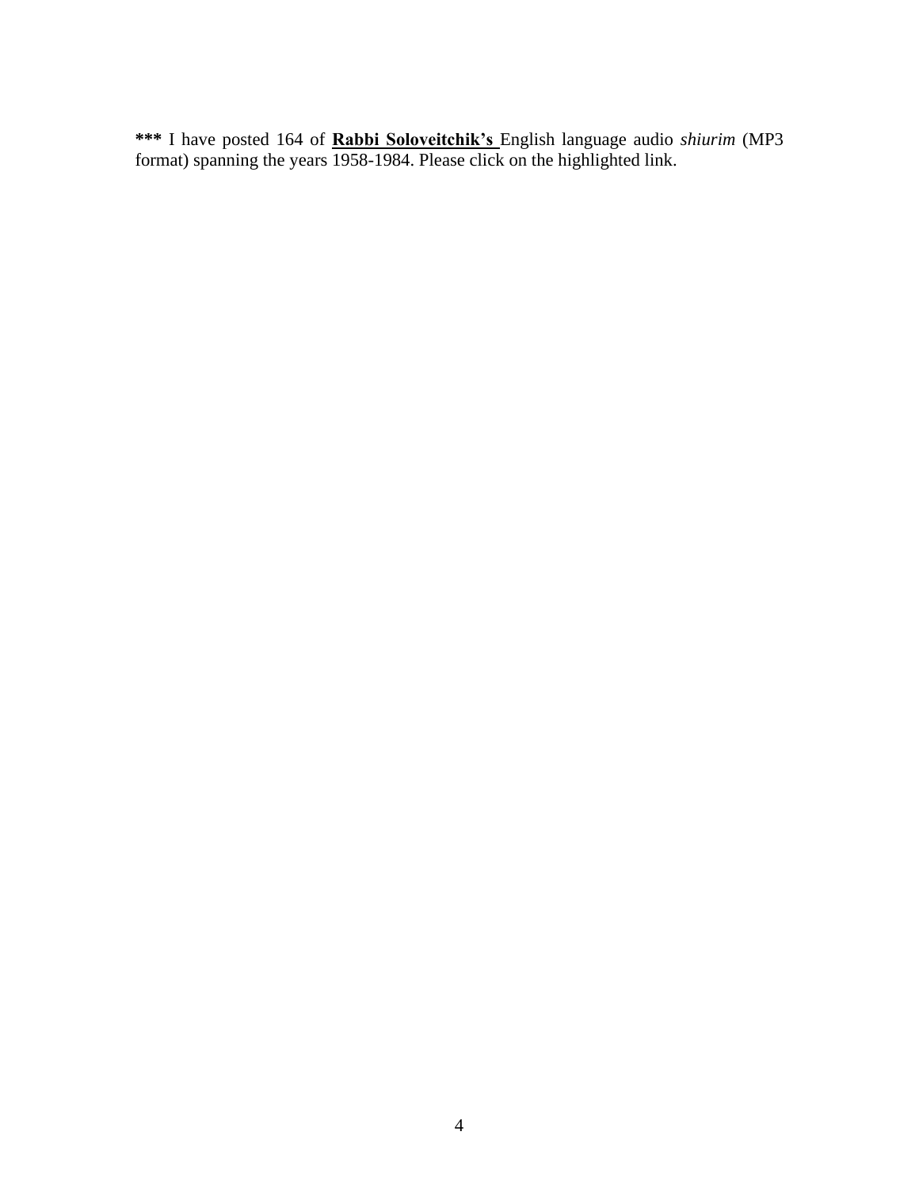*** I have posted 164 of **Rabbi Soloveitchik's** English language audio *shiurim* (MP3 format) spanning the years 1958-1984. Please click on the highlighted link.